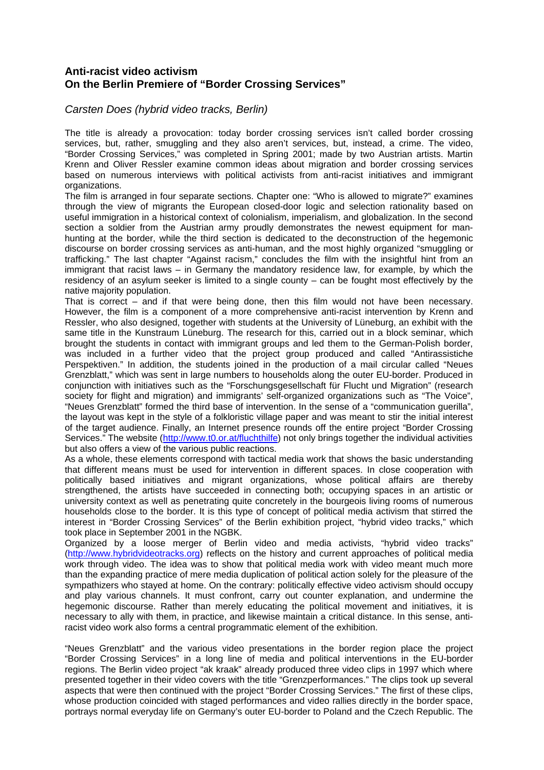## Anti-racist video activism
## On the Berlin Premiere of "Border Crossing Services"

*Carsten Does (hybrid video tracks, Berlin)*

The title is already a provocation: today border crossing services isn't called border crossing services, but, rather, smuggling and they also aren't services, but, instead, a crime. The video, "Border Crossing Services," was completed in Spring 2001; made by two Austrian artists. Martin Krenn and Oliver Ressler examine common ideas about migration and border crossing services based on numerous interviews with political activists from anti-racist initiatives and immigrant organizations.

The film is arranged in four separate sections. Chapter one: "Who is allowed to migrate?" examines through the view of migrants the European closed-door logic and selection rationality based on useful immigration in a historical context of colonialism, imperialism, and globalization. In the second section a soldier from the Austrian army proudly demonstrates the newest equipment for man-hunting at the border, while the third section is dedicated to the deconstruction of the hegemonic discourse on border crossing services as anti-human, and the most highly organized "smuggling or trafficking." The last chapter "Against racism," concludes the film with the insightful hint from an immigrant that racist laws – in Germany the mandatory residence law, for example, by which the residency of an asylum seeker is limited to a single county – can be fought most effectively by the native majority population.

That is correct – and if that were being done, then this film would not have been necessary. However, the film is a component of a more comprehensive anti-racist intervention by Krenn and Ressler, who also designed, together with students at the University of Lüneburg, an exhibit with the same title in the Kunstraum Lüneburg. The research for this, carried out in a block seminar, which brought the students in contact with immigrant groups and led them to the German-Polish border, was included in a further video that the project group produced and called "Antirassistiche Perspektiven." In addition, the students joined in the production of a mail circular called "Neues Grenzblatt," which was sent in large numbers to households along the outer EU-border. Produced in conjunction with initiatives such as the "Forschungsgesellschaft für Flucht und Migration" (research society for flight and migration) and immigrants' self-organized organizations such as "The Voice", "Neues Grenzblatt" formed the third base of intervention. In the sense of a "communication guerilla", the layout was kept in the style of a folkloristic village paper and was meant to stir the initial interest of the target audience. Finally, an Internet presence rounds off the entire project "Border Crossing Services." The website (http://www.t0.or.at/fluchthilfe) not only brings together the individual activities but also offers a view of the various public reactions.

As a whole, these elements correspond with tactical media work that shows the basic understanding that different means must be used for intervention in different spaces. In close cooperation with politically based initiatives and migrant organizations, whose political affairs are thereby strengthened, the artists have succeeded in connecting both; occupying spaces in an artistic or university context as well as penetrating quite concretely in the bourgeois living rooms of numerous households close to the border. It is this type of concept of political media activism that stirred the interest in "Border Crossing Services" of the Berlin exhibition project, "hybrid video tracks," which took place in September 2001 in the NGBK.

Organized by a loose merger of Berlin video and media activists, "hybrid video tracks" (http://www.hybridvideotracks.org) reflects on the history and current approaches of political media work through video. The idea was to show that political media work with video meant much more than the expanding practice of mere media duplication of political action solely for the pleasure of the sympathizers who stayed at home. On the contrary: politically effective video activism should occupy and play various channels. It must confront, carry out counter explanation, and undermine the hegemonic discourse. Rather than merely educating the political movement and initiatives, it is necessary to ally with them, in practice, and likewise maintain a critical distance. In this sense, anti-racist video work also forms a central programmatic element of the exhibition.

"Neues Grenzblatt" and the various video presentations in the border region place the project "Border Crossing Services" in a long line of media and political interventions in the EU-border regions. The Berlin video project "ak kraak" already produced three video clips in 1997 which where presented together in their video covers with the title "Grenzperformances." The clips took up several aspects that were then continued with the project "Border Crossing Services." The first of these clips, whose production coincided with staged performances and video rallies directly in the border space, portrays normal everyday life on Germany's outer EU-border to Poland and the Czech Republic. The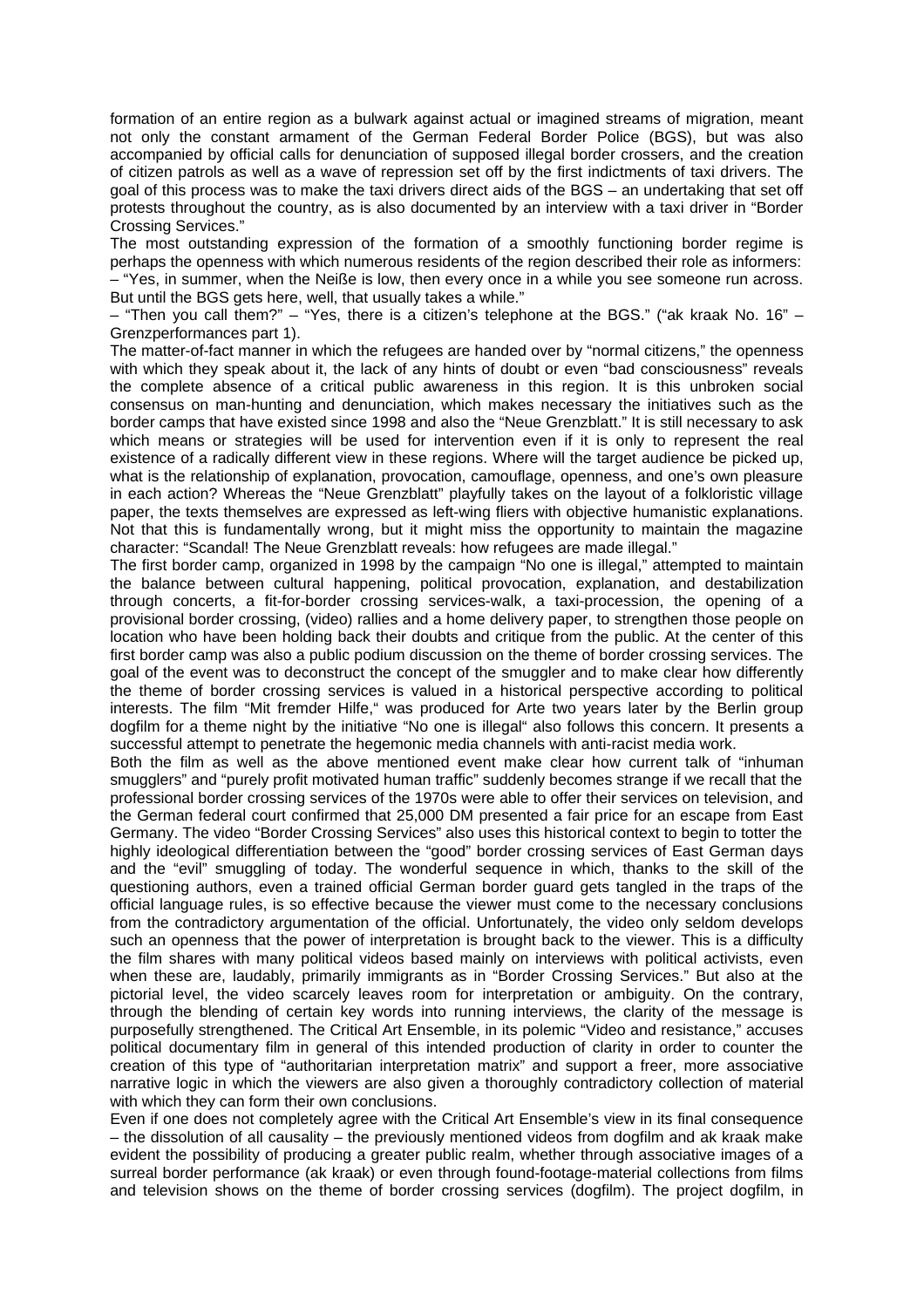formation of an entire region as a bulwark against actual or imagined streams of migration, meant not only the constant armament of the German Federal Border Police (BGS), but was also accompanied by official calls for denunciation of supposed illegal border crossers, and the creation of citizen patrols as well as a wave of repression set off by the first indictments of taxi drivers. The goal of this process was to make the taxi drivers direct aids of the BGS – an undertaking that set off protests throughout the country, as is also documented by an interview with a taxi driver in "Border Crossing Services."

The most outstanding expression of the formation of a smoothly functioning border regime is perhaps the openness with which numerous residents of the region described their role as informers:

– "Yes, in summer, when the Neiße is low, then every once in a while you see someone run across. But until the BGS gets here, well, that usually takes a while."

– "Then you call them?" – "Yes, there is a citizen's telephone at the BGS." ("ak kraak No. 16" – Grenzperformances part 1).

The matter-of-fact manner in which the refugees are handed over by "normal citizens," the openness with which they speak about it, the lack of any hints of doubt or even "bad consciousness" reveals the complete absence of a critical public awareness in this region. It is this unbroken social consensus on man-hunting and denunciation, which makes necessary the initiatives such as the border camps that have existed since 1998 and also the "Neue Grenzblatt." It is still necessary to ask which means or strategies will be used for intervention even if it is only to represent the real existence of a radically different view in these regions. Where will the target audience be picked up, what is the relationship of explanation, provocation, camouflage, openness, and one's own pleasure in each action? Whereas the "Neue Grenzblatt" playfully takes on the layout of a folkloristic village paper, the texts themselves are expressed as left-wing fliers with objective humanistic explanations. Not that this is fundamentally wrong, but it might miss the opportunity to maintain the magazine character: "Scandal! The Neue Grenzblatt reveals: how refugees are made illegal."

The first border camp, organized in 1998 by the campaign "No one is illegal," attempted to maintain the balance between cultural happening, political provocation, explanation, and destabilization through concerts, a fit-for-border crossing services-walk, a taxi-procession, the opening of a provisional border crossing, (video) rallies and a home delivery paper, to strengthen those people on location who have been holding back their doubts and critique from the public. At the center of this first border camp was also a public podium discussion on the theme of border crossing services. The goal of the event was to deconstruct the concept of the smuggler and to make clear how differently the theme of border crossing services is valued in a historical perspective according to political interests. The film "Mit fremder Hilfe," was produced for Arte two years later by the Berlin group dogfilm for a theme night by the initiative "No one is illegal" also follows this concern. It presents a successful attempt to penetrate the hegemonic media channels with anti-racist media work.

Both the film as well as the above mentioned event make clear how current talk of "inhuman smugglers" and "purely profit motivated human traffic" suddenly becomes strange if we recall that the professional border crossing services of the 1970s were able to offer their services on television, and the German federal court confirmed that 25,000 DM presented a fair price for an escape from East Germany. The video "Border Crossing Services" also uses this historical context to begin to totter the highly ideological differentiation between the "good" border crossing services of East German days and the "evil" smuggling of today. The wonderful sequence in which, thanks to the skill of the questioning authors, even a trained official German border guard gets tangled in the traps of the official language rules, is so effective because the viewer must come to the necessary conclusions from the contradictory argumentation of the official. Unfortunately, the video only seldom develops such an openness that the power of interpretation is brought back to the viewer. This is a difficulty the film shares with many political videos based mainly on interviews with political activists, even when these are, laudably, primarily immigrants as in "Border Crossing Services." But also at the pictorial level, the video scarcely leaves room for interpretation or ambiguity. On the contrary, through the blending of certain key words into running interviews, the clarity of the message is purposefully strengthened. The Critical Art Ensemble, in its polemic "Video and resistance," accuses political documentary film in general of this intended production of clarity in order to counter the creation of this type of "authoritarian interpretation matrix" and support a freer, more associative narrative logic in which the viewers are also given a thoroughly contradictory collection of material with which they can form their own conclusions.

Even if one does not completely agree with the Critical Art Ensemble's view in its final consequence – the dissolution of all causality – the previously mentioned videos from dogfilm and ak kraak make evident the possibility of producing a greater public realm, whether through associative images of a surreal border performance (ak kraak) or even through found-footage-material collections from films and television shows on the theme of border crossing services (dogfilm). The project dogfilm, in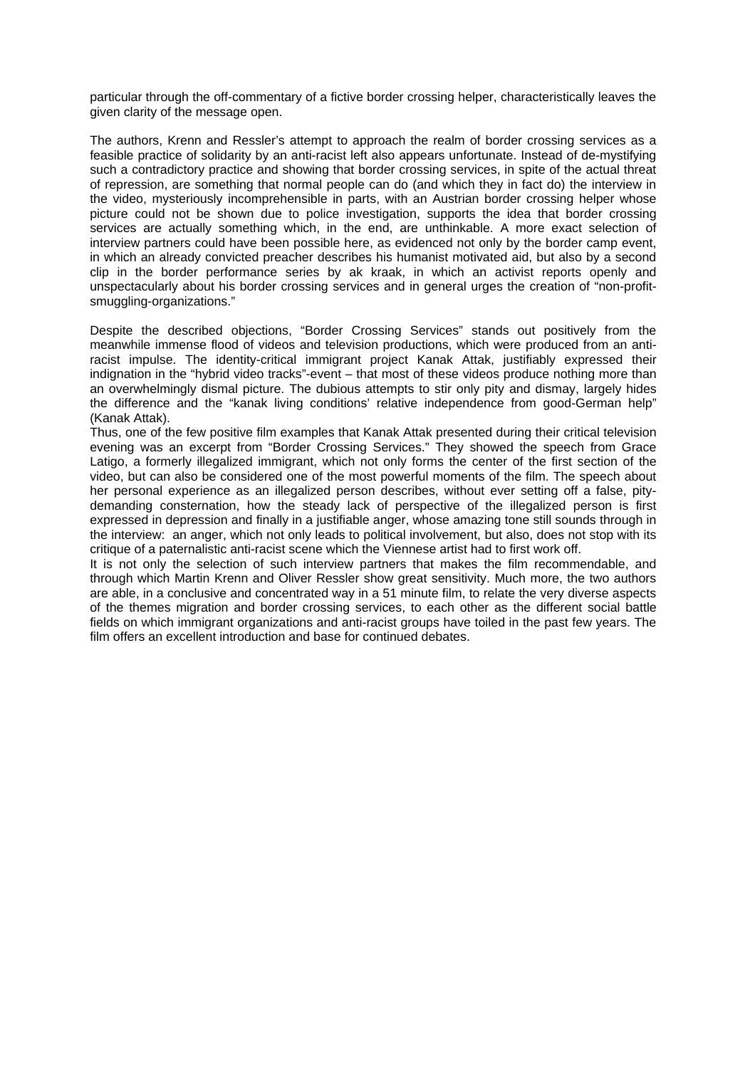particular through the off-commentary of a fictive border crossing helper, characteristically leaves the given clarity of the message open.

The authors, Krenn and Ressler's attempt to approach the realm of border crossing services as a feasible practice of solidarity by an anti-racist left also appears unfortunate. Instead of de-mystifying such a contradictory practice and showing that border crossing services, in spite of the actual threat of repression, are something that normal people can do (and which they in fact do) the interview in the video, mysteriously incomprehensible in parts, with an Austrian border crossing helper whose picture could not be shown due to police investigation, supports the idea that border crossing services are actually something which, in the end, are unthinkable. A more exact selection of interview partners could have been possible here, as evidenced not only by the border camp event, in which an already convicted preacher describes his humanist motivated aid, but also by a second clip in the border performance series by ak kraak, in which an activist reports openly and unspectacularly about his border crossing services and in general urges the creation of "non-profit-smuggling-organizations."

Despite the described objections, "Border Crossing Services" stands out positively from the meanwhile immense flood of videos and television productions, which were produced from an anti-racist impulse. The identity-critical immigrant project Kanak Attak, justifiably expressed their indignation in the "hybrid video tracks"-event – that most of these videos produce nothing more than an overwhelmingly dismal picture. The dubious attempts to stir only pity and dismay, largely hides the difference and the "kanak living conditions' relative independence from good-German help" (Kanak Attak).

Thus, one of the few positive film examples that Kanak Attak presented during their critical television evening was an excerpt from "Border Crossing Services." They showed the speech from Grace Latigo, a formerly illegalized immigrant, which not only forms the center of the first section of the video, but can also be considered one of the most powerful moments of the film. The speech about her personal experience as an illegalized person describes, without ever setting off a false, pity-demanding consternation, how the steady lack of perspective of the illegalized person is first expressed in depression and finally in a justifiable anger, whose amazing tone still sounds through in the interview: an anger, which not only leads to political involvement, but also, does not stop with its critique of a paternalistic anti-racist scene which the Viennese artist had to first work off.

It is not only the selection of such interview partners that makes the film recommendable, and through which Martin Krenn and Oliver Ressler show great sensitivity. Much more, the two authors are able, in a conclusive and concentrated way in a 51 minute film, to relate the very diverse aspects of the themes migration and border crossing services, to each other as the different social battle fields on which immigrant organizations and anti-racist groups have toiled in the past few years. The film offers an excellent introduction and base for continued debates.